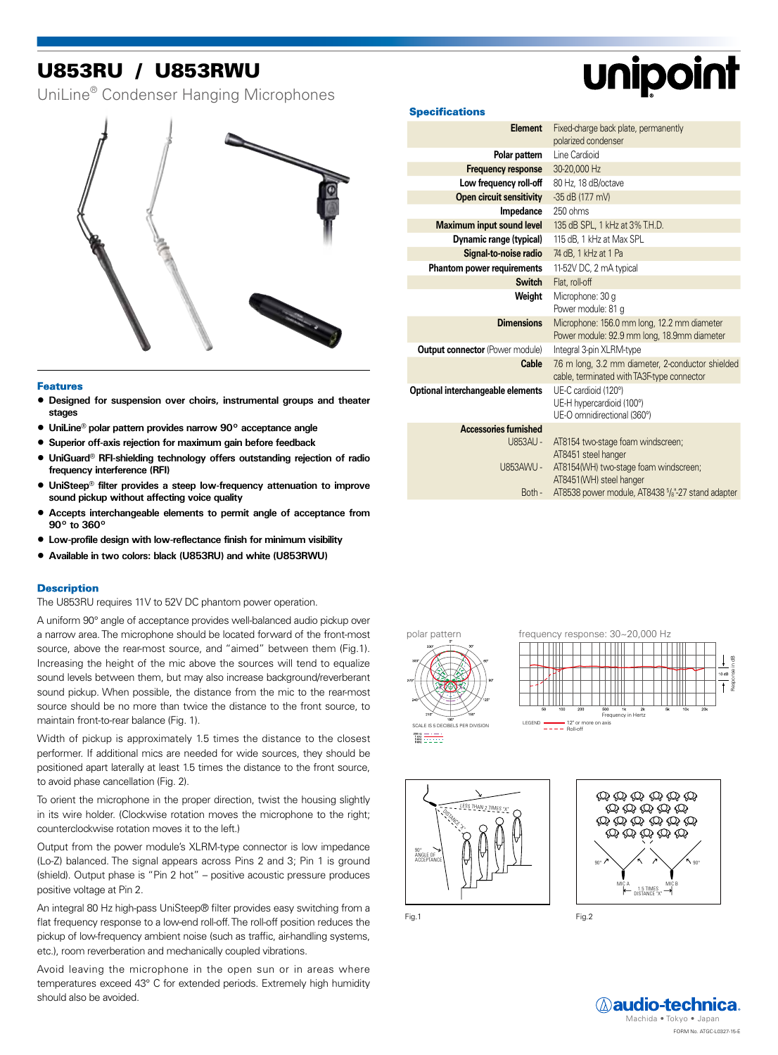# U853RU / U853RWU

UniLine® Condenser Hanging Microphones

unipoint

## Features

- **Designed for suspension over choirs, instrumental groups and theater stages**
- **UniLine® polar pattern provides narrow 90° acceptance angle**
- **Superior off-axis rejection for maximum gain before feedback**
- **UniGuard® RFI-shielding technology offers outstanding rejection of radio frequency interference (RFI)**
- **UniSteep® filter provides a steep low-frequency attenuation to improve sound pickup without affecting voice quality**
- **Accepts interchangeable elements to permit angle of acceptance from 90° to 360°**
- **Low-profile design with low-reflectance finish for minimum visibility**
- **Available in two colors: black (U853RU) and white (U853RWU)**

## Description

The U853RU requires 11V to 52V DC phantom power operation.

A uniform 90° angle of acceptance provides well-balanced audio pickup over a narrow area. The microphone should be located forward of the front-most source, above the rear-most source, and "aimed" between them (Fig.1). Increasing the height of the mic above the sources will tend to equalize sound levels between them, but may also increase background/reverberant sound pickup. When possible, the distance from the mic to the rear-most source should be no more than twice the distance to the front source, to maintain front-to-rear balance (Fig. 1).

Width of pickup is approximately 1.5 times the distance to the closest performer. If additional mics are needed for wide sources, they should be positioned apart laterally at least 1.5 times the distance to the front source, to avoid phase cancellation (Fig. 2).

To orient the microphone in the proper direction, twist the housing slightly in its wire holder. (Clockwise rotation moves the microphone to the right; counterclockwise rotation moves it to the left.)

Output from the power module's XLRM-type connector is low impedance (Lo-Z) balanced. The signal appears across Pins 2 and 3; Pin 1 is ground (shield). Output phase is "Pin 2 hot" – positive acoustic pressure produces positive voltage at Pin 2.

An integral 80 Hz high-pass UniSteep® filter provides easy switching from a flat frequency response to a low-end roll-off. The roll-off position reduces the pickup of low-frequency ambient noise (such as traffic, air-handling systems, etc.), room reverberation and mechanically coupled vibrations.

Avoid leaving the microphone in the open sun or in areas where temperatures exceed 43° C for extended periods. Extremely high humidity should also be avoided.

## Specifications

| | |
|---|---|
| **Element** | Fixed-charge back plate, permanently polarized condenser |
| **Polar pattern** | Line Cardioid |
| **Frequency response** | 30-20,000 Hz |
| **Low frequency roll-off** | 80 Hz, 18 dB/octave |
| **Open circuit sensitivity** | -35 dB (17.7 mV) |
| **Impedance** | 250 ohms |
| **Maximum input sound level** | 135 dB SPL, 1 kHz at 3% T.H.D. |
| **Dynamic range (typical)** | 115 dB, 1 kHz at Max SPL |
| **Signal-to-noise radio** | 74 dB, 1 kHz at 1 Pa |
| **Phantom power requirements** | 11-52V DC, 2 mA typical |
| **Switch** | Flat, roll-off |
| **Weight** | Microphone: 30 g<br>Power module: 81 g |
| **Dimensions** | Microphone: 156.0 mm long, 12.2 mm diameter<br>Power module: 92.9 mm long, 18.9mm diameter |
| **Output connector** (Power module) | Integral 3-pin XLRM-type |
| **Cable** | 7.6 m long, 3.2 mm diameter, 2-conductor shielded cable, terminated with TA3F-type connector |
| **Optional interchangeable elements** | UE-C cardioid (120°)<br>UE-H hypercardioid (100°)<br>UE-O omnidirectional (360°) |
| **Accessories furnished** | |
| U853AU - | AT8154 two-stage foam windscreen; AT8451 steel hanger |
| U853AWU - | AT8154(WH) two-stage foam windscreen; AT8451(WH) steel hanger |
| Both - | AT8538 power module, AT8438 5/8"-27 stand adapter |

polar pattern

SCALE IS 5 DECIBELS PER DIVISION

frequency response: 30~20,000 Hz

Frequency in Hertz

Response in dB

10 dB

LEGEND
12" or more on axis
Roll-off

LESS THAN 2 TIMES "X"
DISTANCE "X"
90° ANGLE OF ACCEPTANCE

Fig.1

90°
90°
MIC A
MIC B
1.5 TIMES DISTANCE "X"

Fig.2

audio-technica
Machida • Tokyo • Japan

FORM No. ATGC-L0327-15-E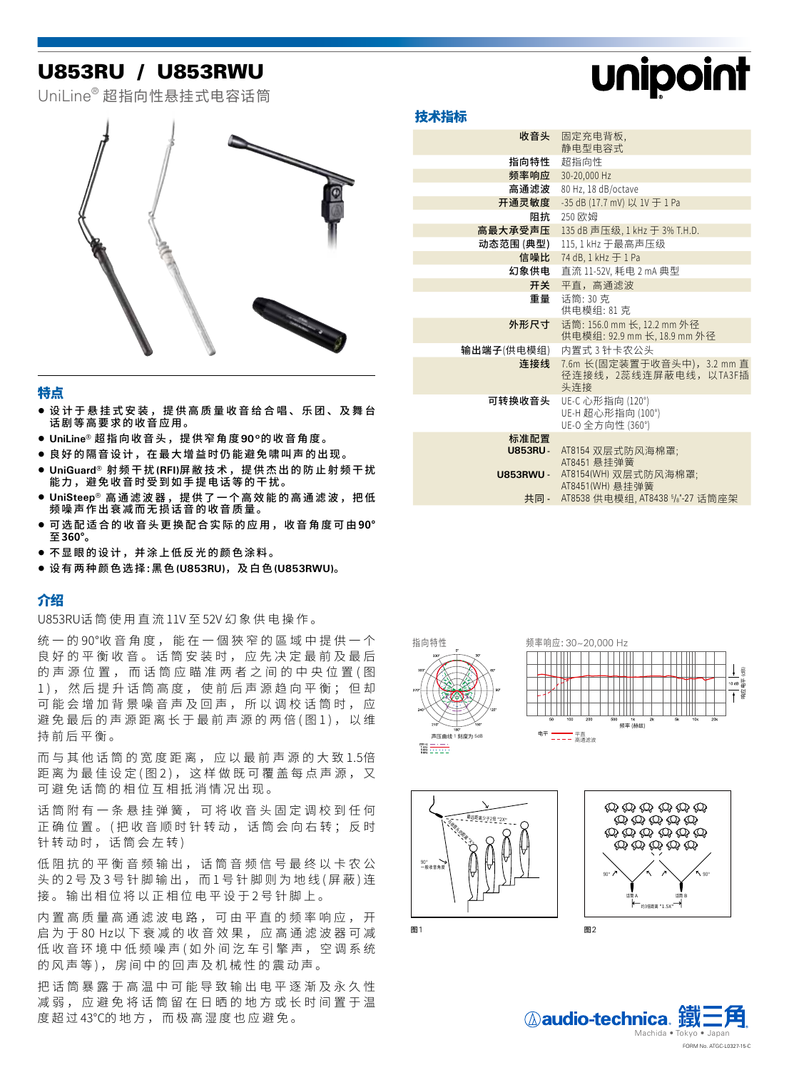# U853RU / U853RWU

UniLine® 超指向性悬挂式电容话筒

unipoint

## 特点

- 设计于悬挂式安装，提供高质量收音给合唱、乐团、及舞台话剧等高要求的收音应用。
- UniLine® 超指向收音头，提供窄角度90°的收音角度。
- 良好的隔音设计，在最大增益时仍能避免啸叫声的出现。
- UniGuard® 射频干扰(RFI)屏蔽技术，提供杰出的防止射频干扰能力，避免收音时受到如手提电话等的干扰。
- UniSteep® 高通滤波器，提供了一个高效能的高通滤波，把低频噪声作出衰减而无损话音的收音质量。
- 可选配适合的收音头更换配合实际的应用，收音角度可由90°至360°。
- 不显眼的设计，并涂上低反光的颜色涂料。
- 设有两种颜色选择:黑色(U853RU)，及白色(U853RWU)。

## 介绍

U853RU话筒使用直流11V至52V幻象供电操作。

统一的90°收音角度，能在一個狭窄的區域中提供一个良好的平衡收音。话筒安装时，应先决定最前及最后的声源位置，而话筒应瞄准两者之间的中央位置(图1)，然后提升话筒高度，使前后声源趋向平衡；但却可能会增加背景噪音声及回声，所以调校话筒时，应避免最后的声源距离长于最前声源的两倍(图1)，以维持前后平衡。

而与其他话筒的宽度距离，应以最前声源的大致1.5倍距离为最佳设定(图2)，这样做既可覆盖每点声源，又可避免话筒的相位互相抵消情况出现。

话筒附有一条悬挂弹簧，可将收音头固定调校到任何正确位置。(把收音顺时针转动，话筒会向右转；反时针转动时，话筒会左转)

低阻抗的平衡音频输出，话筒音频信号最终以卡农公头的2号及3号针脚输出，而1号针脚则为地线(屏蔽)连接。输出相位将以正相位电平设于2号针脚上。

内置高质量高通滤波电路，可由平直的频率响应，开启为于80 Hz以下衰减的收音效果，应高通滤波器可减低收音环境中低频噪声(如外间汽车引擎声，空调系统的风声等)，房间中的回声及机械性的震动声。

把话筒暴露于高温中可能导致输出电平逐渐及永久性减弱，应避免将话筒留在日晒的地方或长时间置于温度超过43°C的地方，而极高湿度也应避免。

## 技术指标

| | |
|---|---|
| 收音头 | 固定充电背板，静电型电容式 |
| 指向特性 | 超指向性 |
| 频率响应 | 30-20,000 Hz |
| 高通滤波 | 80 Hz, 18 dB/octave |
| 开通灵敏度 | -35 dB (17.7 mV) 以 1V 于 1 Pa |
| 阻抗 | 250 欧姆 |
| 高最大承受声压 | 135 dB 声压级, 1 kHz 于 3% T.H.D. |
| 动态范围 (典型) | 115, 1 kHz 于最高声压级 |
| 信噪比 | 74 dB, 1 kHz 于 1 Pa |
| 幻象供电 | 直流 11-52V, 耗电 2 mA 典型 |
| 开关 | 平直，高通滤波 |
| 重量 | 话筒: 30 克<br>供电模组: 81 克 |
| 外形尺寸 | 话筒: 156.0 mm 长, 12.2 mm 外径<br>供电模组: 92.9 mm 长, 18.9 mm 外径 |
| 输出端子(供电模组) | 内置式 3 针卡农公头 |
| 连接线 | 7.6m 长(固定装置于收音头中)，3.2 mm 直径连接线，2蕊线连屏蔽电线，以TA3F插头连接 |
| 可转换收音头 | UE-C 心形指向 (120°)<br>UE-H 超心形指向 (100°)<br>UE-O 全方向性 (360°) |
| 标准配置 | |
| U853RU - | AT8154 双层式防风海棉罩;<br>AT8451 悬挂弹簧 |
| U853RWU - | AT8154(WH) 双层式防风海棉罩;<br>AT8451(WH) 悬挂弹簧 |
| 共同 - | AT8538 供电模组, AT8438 5/8"-27 话筒座架 |

指向特性

声压曲线：刻度为 5dB

频率响应: 30~20,000 Hz

50 100 200 500 1k 2k 5k 10k 20k

频率(赫兹)

10 dB

电平 —— 平直 ---- 高通滤波

图1

图2

audio-technica 鐵三角

Machida • Tokyo • Japan

FORM No. ATGC-L0327-15-C